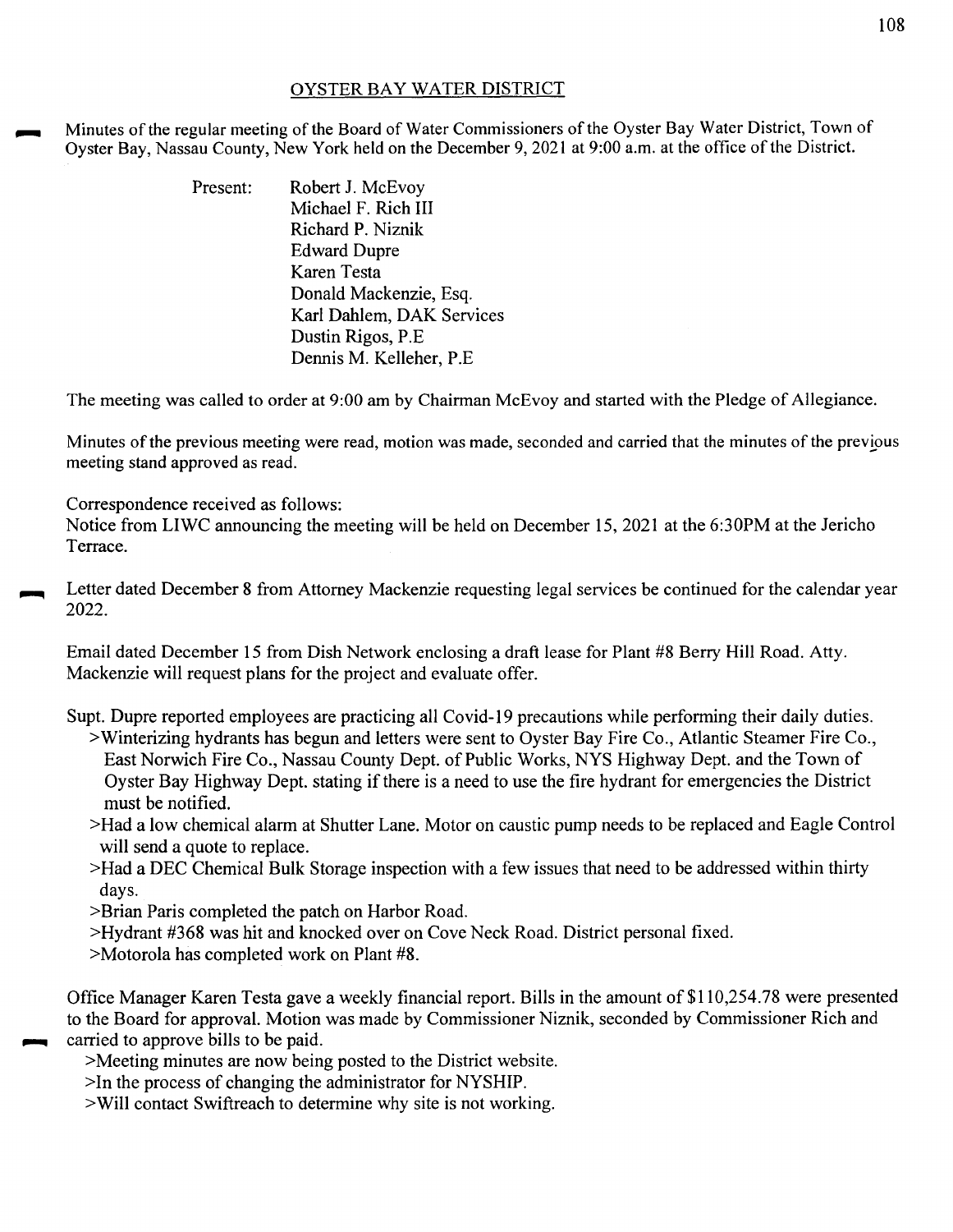## OYSTER BAY WATER DISTRICT

Minutes of the regular meeting of the Board of Water Commissioners of the Oyster Bay Water District, Town of Oyster Bay, Nassau County, New York held on the December 9, 2021 at 9:00 a.m. at the office of the District.

Present:
- Robert J. McEvoy
- Michael F. Rich III
- Richard P. Niznik
- Edward Dupre
- Karen Testa
- Donald Mackenzie, Esq.
- Karl Dahlem, DAK Services
- Dustin Rigos, P.E
- Dennis M. Kelleher, P.E

The meeting was called to order at 9:00 am by Chairman McEvoy and started with the Pledge of Allegiance.

Minutes of the previous meeting were read, motion was made, seconded and carried that the minutes of the previous meeting stand approved as read.

Correspondence received as follows:
Notice from LIWC announcing the meeting will be held on December 15, 2021 at the 6:30PM at the Jericho Terrace.

Letter dated December 8 from Attorney Mackenzie requesting legal services be continued for the calendar year 2022.

Email dated December 15 from Dish Network enclosing a draft lease for Plant #8 Berry Hill Road. Atty. Mackenzie will request plans for the project and evaluate offer.

Supt. Dupre reported employees are practicing all Covid-19 precautions while performing their daily duties.
>Winterizing hydrants has begun and letters were sent to Oyster Bay Fire Co., Atlantic Steamer Fire Co., East Norwich Fire Co., Nassau County Dept. of Public Works, NYS Highway Dept. and the Town of Oyster Bay Highway Dept. stating if there is a need to use the fire hydrant for emergencies the District must be notified.
>Had a low chemical alarm at Shutter Lane. Motor on caustic pump needs to be replaced and Eagle Control will send a quote to replace.
>Had a DEC Chemical Bulk Storage inspection with a few issues that need to be addressed within thirty days.
>Brian Paris completed the patch on Harbor Road.
>Hydrant #368 was hit and knocked over on Cove Neck Road. District personal fixed.
>Motorola has completed work on Plant #8.

Office Manager Karen Testa gave a weekly financial report. Bills in the amount of $110,254.78 were presented to the Board for approval. Motion was made by Commissioner Niznik, seconded by Commissioner Rich and carried to approve bills to be paid.
>Meeting minutes are now being posted to the District website.
>In the process of changing the administrator for NYSHIP.
>Will contact Swiftreach to determine why site is not working.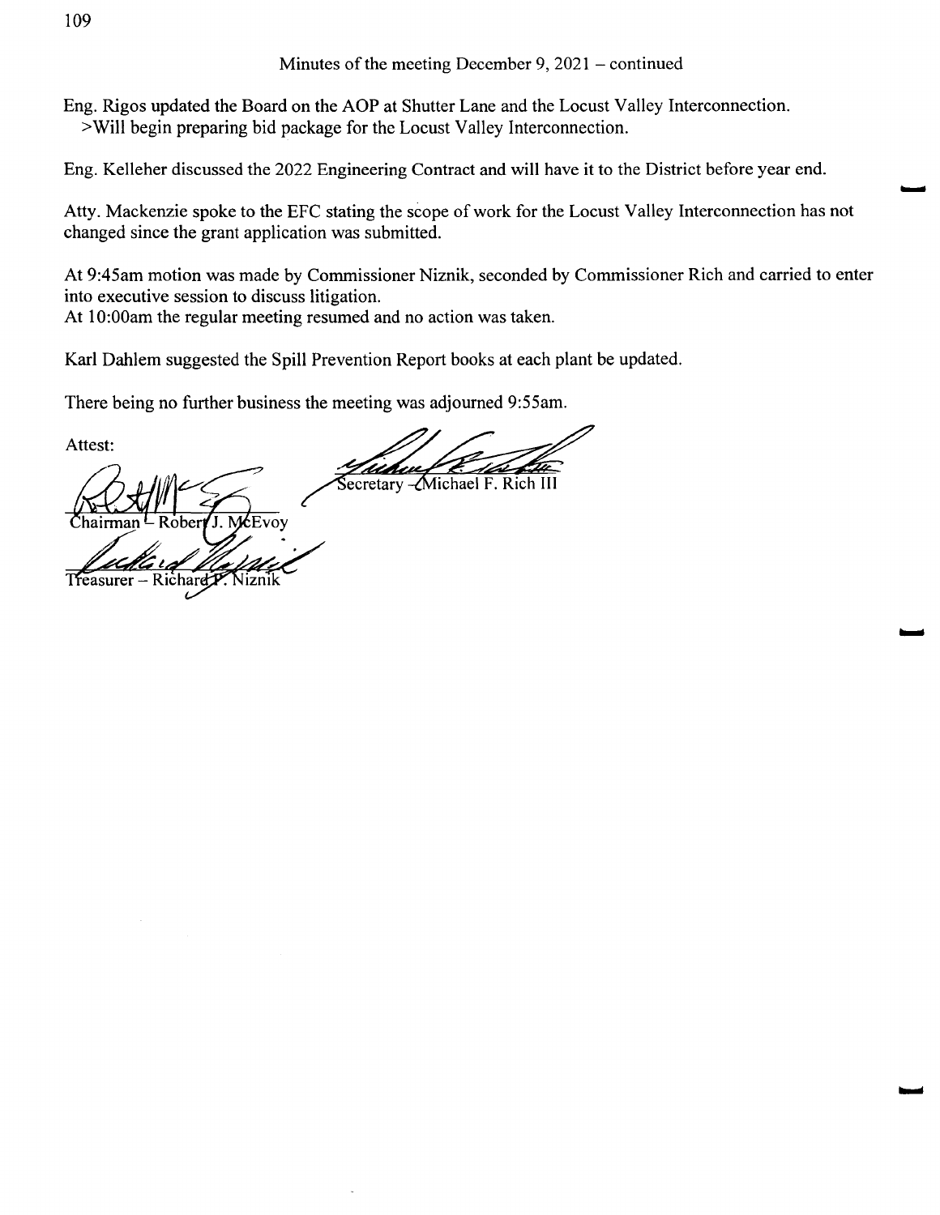Minutes of the meeting December 9, 2021 – continued

Eng. Rigos updated the Board on the AOP at Shutter Lane and the Locust Valley Interconnection.
>Will begin preparing bid package for the Locust Valley Interconnection.

Eng. Kelleher discussed the 2022 Engineering Contract and will have it to the District before year end.

Atty. Mackenzie spoke to the EFC stating the scope of work for the Locust Valley Interconnection has not changed since the grant application was submitted.

At 9:45am motion was made by Commissioner Niznik, seconded by Commissioner Rich and carried to enter into executive session to discuss litigation.
At 10:00am the regular meeting resumed and no action was taken.

Karl Dahlem suggested the Spill Prevention Report books at each plant be updated.

There being no further business the meeting was adjourned 9:55am.

Attest:

Secretary – Michael F. Rich III

Chairman – Robert J. McEvoy

Treasurer – Richard P. Niznik